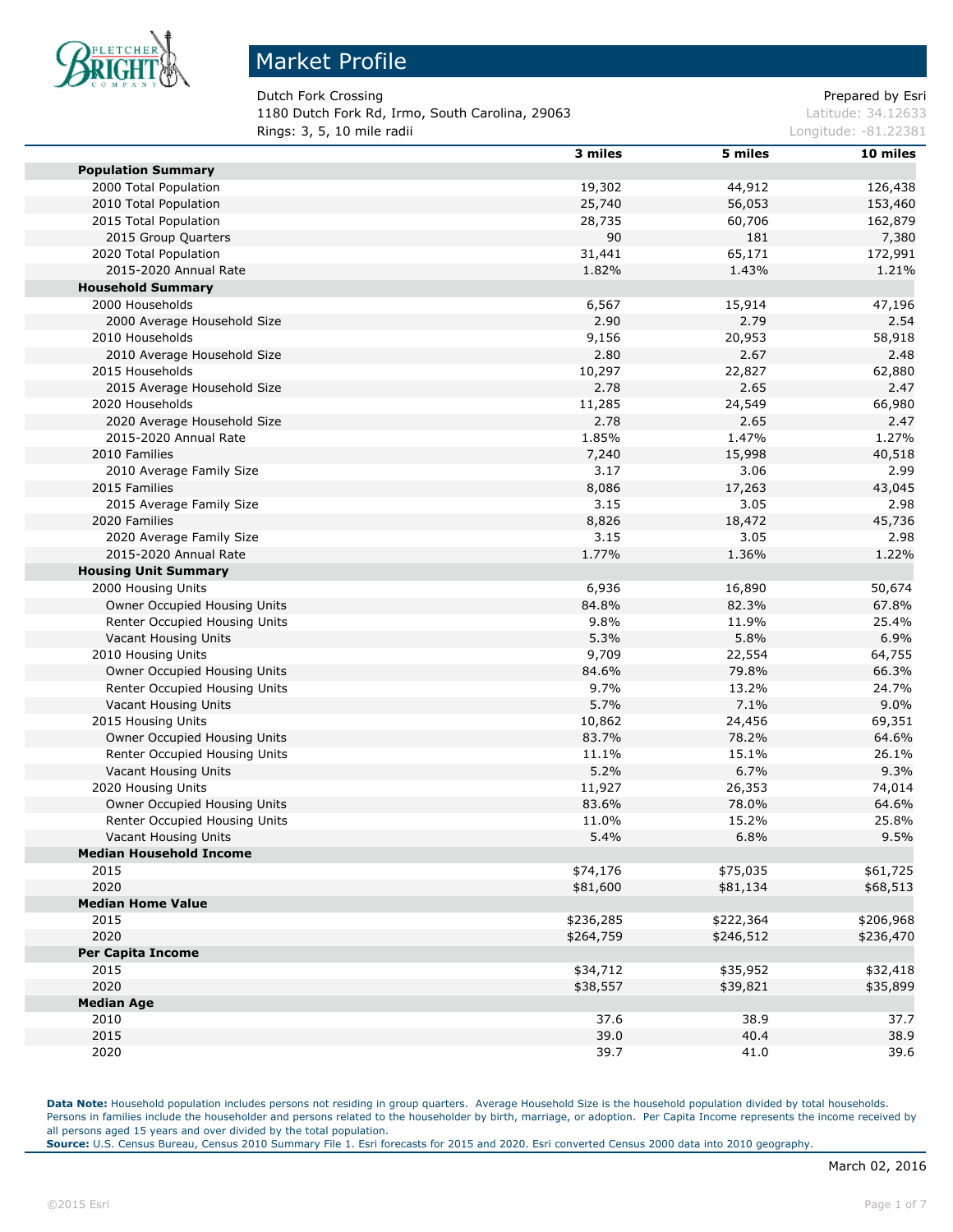# Market Profile

Dutch Fork Crossing
1180 Dutch Fork Rd, Irmo, South Carolina, 29063
Rings: 3, 5, 10 mile radii

Prepared by Esri
Latitude: 34.12633
Longitude: -81.22381

| | 3 miles | 5 miles | 10 miles |
|---|---|---|---|
| **Population Summary** | | | |
| 2000 Total Population | 19,302 | 44,912 | 126,438 |
| 2010 Total Population | 25,740 | 56,053 | 153,460 |
| 2015 Total Population | 28,735 | 60,706 | 162,879 |
| 2015 Group Quarters | 90 | 181 | 7,380 |
| 2020 Total Population | 31,441 | 65,171 | 172,991 |
| 2015-2020 Annual Rate | 1.82% | 1.43% | 1.21% |
| **Household Summary** | | | |
| 2000 Households | 6,567 | 15,914 | 47,196 |
| 2000 Average Household Size | 2.90 | 2.79 | 2.54 |
| 2010 Households | 9,156 | 20,953 | 58,918 |
| 2010 Average Household Size | 2.80 | 2.67 | 2.48 |
| 2015 Households | 10,297 | 22,827 | 62,880 |
| 2015 Average Household Size | 2.78 | 2.65 | 2.47 |
| 2020 Households | 11,285 | 24,549 | 66,980 |
| 2020 Average Household Size | 2.78 | 2.65 | 2.47 |
| 2015-2020 Annual Rate | 1.85% | 1.47% | 1.27% |
| 2010 Families | 7,240 | 15,998 | 40,518 |
| 2010 Average Family Size | 3.17 | 3.06 | 2.99 |
| 2015 Families | 8,086 | 17,263 | 43,045 |
| 2015 Average Family Size | 3.15 | 3.05 | 2.98 |
| 2020 Families | 8,826 | 18,472 | 45,736 |
| 2020 Average Family Size | 3.15 | 3.05 | 2.98 |
| 2015-2020 Annual Rate | 1.77% | 1.36% | 1.22% |
| **Housing Unit Summary** | | | |
| 2000 Housing Units | 6,936 | 16,890 | 50,674 |
| Owner Occupied Housing Units | 84.8% | 82.3% | 67.8% |
| Renter Occupied Housing Units | 9.8% | 11.9% | 25.4% |
| Vacant Housing Units | 5.3% | 5.8% | 6.9% |
| 2010 Housing Units | 9,709 | 22,554 | 64,755 |
| Owner Occupied Housing Units | 84.6% | 79.8% | 66.3% |
| Renter Occupied Housing Units | 9.7% | 13.2% | 24.7% |
| Vacant Housing Units | 5.7% | 7.1% | 9.0% |
| 2015 Housing Units | 10,862 | 24,456 | 69,351 |
| Owner Occupied Housing Units | 83.7% | 78.2% | 64.6% |
| Renter Occupied Housing Units | 11.1% | 15.1% | 26.1% |
| Vacant Housing Units | 5.2% | 6.7% | 9.3% |
| 2020 Housing Units | 11,927 | 26,353 | 74,014 |
| Owner Occupied Housing Units | 83.6% | 78.0% | 64.6% |
| Renter Occupied Housing Units | 11.0% | 15.2% | 25.8% |
| Vacant Housing Units | 5.4% | 6.8% | 9.5% |
| **Median Household Income** | | | |
| 2015 | $74,176 | $75,035 | $61,725 |
| 2020 | $81,600 | $81,134 | $68,513 |
| **Median Home Value** | | | |
| 2015 | $236,285 | $222,364 | $206,968 |
| 2020 | $264,759 | $246,512 | $236,470 |
| **Per Capita Income** | | | |
| 2015 | $34,712 | $35,952 | $32,418 |
| 2020 | $38,557 | $39,821 | $35,899 |
| **Median Age** | | | |
| 2010 | 37.6 | 38.9 | 37.7 |
| 2015 | 39.0 | 40.4 | 38.9 |
| 2020 | 39.7 | 41.0 | 39.6 |

**Data Note:** Household population includes persons not residing in group quarters. Average Household Size is the household population divided by total households. Persons in families include the householder and persons related to the householder by birth, marriage, or adoption. Per Capita Income represents the income received by all persons aged 15 years and over divided by the total population.
**Source:** U.S. Census Bureau, Census 2010 Summary File 1. Esri forecasts for 2015 and 2020. Esri converted Census 2000 data into 2010 geography.

March 02, 2016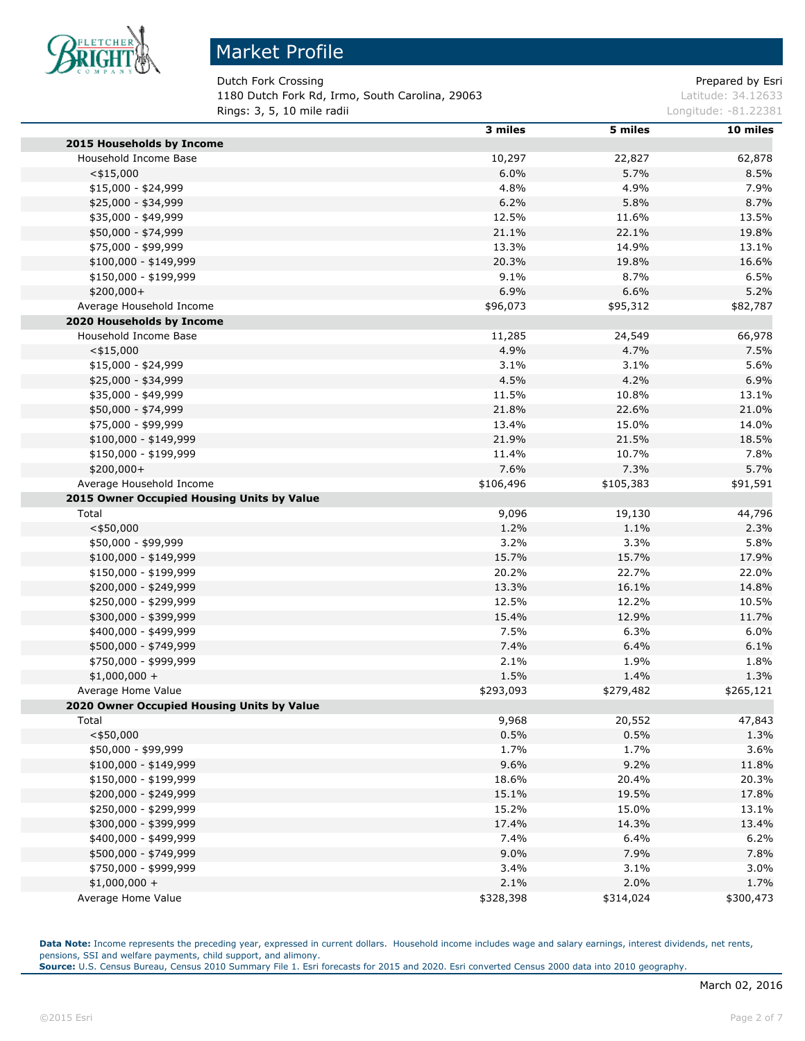# Market Profile

Dutch Fork Crossing
1180 Dutch Fork Rd, Irmo, South Carolina, 29063
Rings: 3, 5, 10 mile radii

Prepared by Esri
Latitude: 34.12633
Longitude: -81.22381

| | 3 miles | 5 miles | 10 miles |
|---|---|---|---|
| **2015 Households by Income** | | | |
| Household Income Base | 10,297 | 22,827 | 62,878 |
| <$15,000 | 6.0% | 5.7% | 8.5% |
| $15,000 - $24,999 | 4.8% | 4.9% | 7.9% |
| $25,000 - $34,999 | 6.2% | 5.8% | 8.7% |
| $35,000 - $49,999 | 12.5% | 11.6% | 13.5% |
| $50,000 - $74,999 | 21.1% | 22.1% | 19.8% |
| $75,000 - $99,999 | 13.3% | 14.9% | 13.1% |
| $100,000 - $149,999 | 20.3% | 19.8% | 16.6% |
| $150,000 - $199,999 | 9.1% | 8.7% | 6.5% |
| $200,000+ | 6.9% | 6.6% | 5.2% |
| Average Household Income | $96,073 | $95,312 | $82,787 |
| **2020 Households by Income** | | | |
| Household Income Base | 11,285 | 24,549 | 66,978 |
| <$15,000 | 4.9% | 4.7% | 7.5% |
| $15,000 - $24,999 | 3.1% | 3.1% | 5.6% |
| $25,000 - $34,999 | 4.5% | 4.2% | 6.9% |
| $35,000 - $49,999 | 11.5% | 10.8% | 13.1% |
| $50,000 - $74,999 | 21.8% | 22.6% | 21.0% |
| $75,000 - $99,999 | 13.4% | 15.0% | 14.0% |
| $100,000 - $149,999 | 21.9% | 21.5% | 18.5% |
| $150,000 - $199,999 | 11.4% | 10.7% | 7.8% |
| $200,000+ | 7.6% | 7.3% | 5.7% |
| Average Household Income | $106,496 | $105,383 | $91,591 |
| **2015 Owner Occupied Housing Units by Value** | | | |
| Total | 9,096 | 19,130 | 44,796 |
| <$50,000 | 1.2% | 1.1% | 2.3% |
| $50,000 - $99,999 | 3.2% | 3.3% | 5.8% |
| $100,000 - $149,999 | 15.7% | 15.7% | 17.9% |
| $150,000 - $199,999 | 20.2% | 22.7% | 22.0% |
| $200,000 - $249,999 | 13.3% | 16.1% | 14.8% |
| $250,000 - $299,999 | 12.5% | 12.2% | 10.5% |
| $300,000 - $399,999 | 15.4% | 12.9% | 11.7% |
| $400,000 - $499,999 | 7.5% | 6.3% | 6.0% |
| $500,000 - $749,999 | 7.4% | 6.4% | 6.1% |
| $750,000 - $999,999 | 2.1% | 1.9% | 1.8% |
| $1,000,000 + | 1.5% | 1.4% | 1.3% |
| Average Home Value | $293,093 | $279,482 | $265,121 |
| **2020 Owner Occupied Housing Units by Value** | | | |
| Total | 9,968 | 20,552 | 47,843 |
| <$50,000 | 0.5% | 0.5% | 1.3% |
| $50,000 - $99,999 | 1.7% | 1.7% | 3.6% |
| $100,000 - $149,999 | 9.6% | 9.2% | 11.8% |
| $150,000 - $199,999 | 18.6% | 20.4% | 20.3% |
| $200,000 - $249,999 | 15.1% | 19.5% | 17.8% |
| $250,000 - $299,999 | 15.2% | 15.0% | 13.1% |
| $300,000 - $399,999 | 17.4% | 14.3% | 13.4% |
| $400,000 - $499,999 | 7.4% | 6.4% | 6.2% |
| $500,000 - $749,999 | 9.0% | 7.9% | 7.8% |
| $750,000 - $999,999 | 3.4% | 3.1% | 3.0% |
| $1,000,000 + | 2.1% | 2.0% | 1.7% |
| Average Home Value | $328,398 | $314,024 | $300,473 |

**Data Note:** Income represents the preceding year, expressed in current dollars. Household income includes wage and salary earnings, interest dividends, net rents, pensions, SSI and welfare payments, child support, and alimony.
**Source:** U.S. Census Bureau, Census 2010 Summary File 1. Esri forecasts for 2015 and 2020. Esri converted Census 2000 data into 2010 geography.

March 02, 2016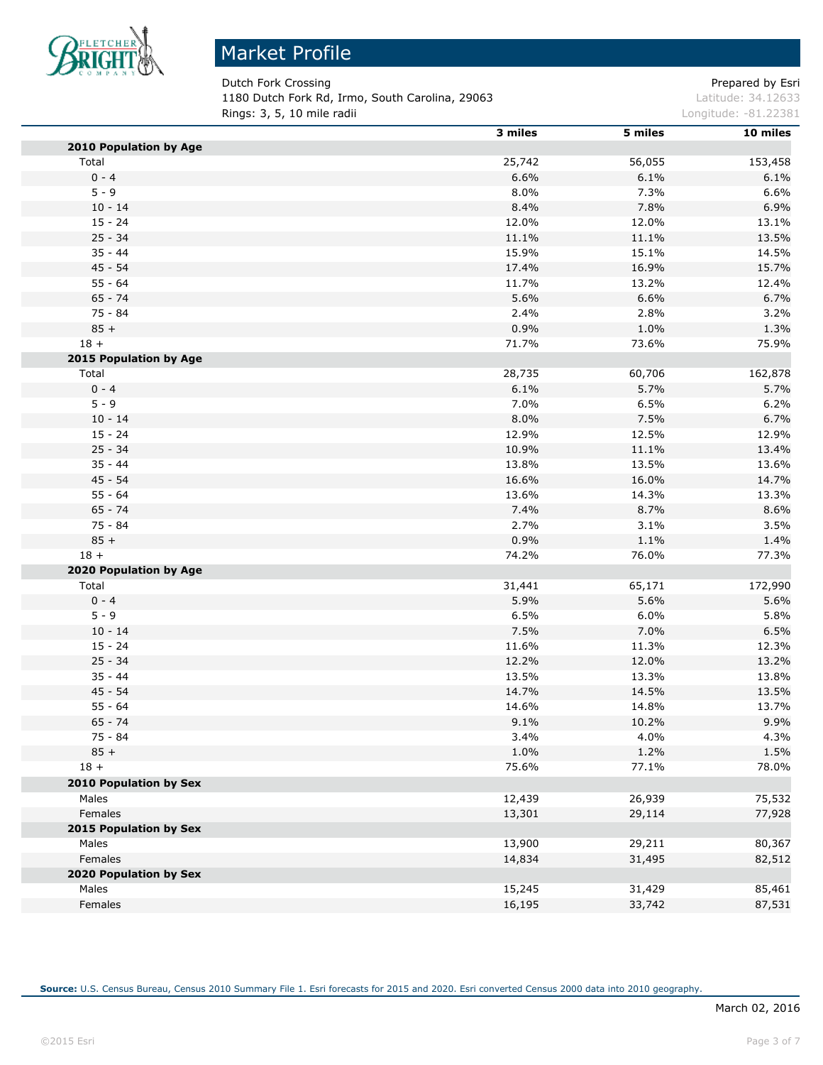# Market Profile

Dutch Fork Crossing
1180 Dutch Fork Rd, Irmo, South Carolina, 29063
Rings: 3, 5, 10 mile radii

Prepared by Esri
Latitude: 34.12633
Longitude: -81.22381

| | 3 miles | 5 miles | 10 miles |
|---|---|---|---|
| **2010 Population by Age** | | | |
| Total | 25,742 | 56,055 | 153,458 |
| 0 - 4 | 6.6% | 6.1% | 6.1% |
| 5 - 9 | 8.0% | 7.3% | 6.6% |
| 10 - 14 | 8.4% | 7.8% | 6.9% |
| 15 - 24 | 12.0% | 12.0% | 13.1% |
| 25 - 34 | 11.1% | 11.1% | 13.5% |
| 35 - 44 | 15.9% | 15.1% | 14.5% |
| 45 - 54 | 17.4% | 16.9% | 15.7% |
| 55 - 64 | 11.7% | 13.2% | 12.4% |
| 65 - 74 | 5.6% | 6.6% | 6.7% |
| 75 - 84 | 2.4% | 2.8% | 3.2% |
| 85 + | 0.9% | 1.0% | 1.3% |
| 18 + | 71.7% | 73.6% | 75.9% |
| **2015 Population by Age** | | | |
| Total | 28,735 | 60,706 | 162,878 |
| 0 - 4 | 6.1% | 5.7% | 5.7% |
| 5 - 9 | 7.0% | 6.5% | 6.2% |
| 10 - 14 | 8.0% | 7.5% | 6.7% |
| 15 - 24 | 12.9% | 12.5% | 12.9% |
| 25 - 34 | 10.9% | 11.1% | 13.4% |
| 35 - 44 | 13.8% | 13.5% | 13.6% |
| 45 - 54 | 16.6% | 16.0% | 14.7% |
| 55 - 64 | 13.6% | 14.3% | 13.3% |
| 65 - 74 | 7.4% | 8.7% | 8.6% |
| 75 - 84 | 2.7% | 3.1% | 3.5% |
| 85 + | 0.9% | 1.1% | 1.4% |
| 18 + | 74.2% | 76.0% | 77.3% |
| **2020 Population by Age** | | | |
| Total | 31,441 | 65,171 | 172,990 |
| 0 - 4 | 5.9% | 5.6% | 5.6% |
| 5 - 9 | 6.5% | 6.0% | 5.8% |
| 10 - 14 | 7.5% | 7.0% | 6.5% |
| 15 - 24 | 11.6% | 11.3% | 12.3% |
| 25 - 34 | 12.2% | 12.0% | 13.2% |
| 35 - 44 | 13.5% | 13.3% | 13.8% |
| 45 - 54 | 14.7% | 14.5% | 13.5% |
| 55 - 64 | 14.6% | 14.8% | 13.7% |
| 65 - 74 | 9.1% | 10.2% | 9.9% |
| 75 - 84 | 3.4% | 4.0% | 4.3% |
| 85 + | 1.0% | 1.2% | 1.5% |
| 18 + | 75.6% | 77.1% | 78.0% |
| **2010 Population by Sex** | | | |
| Males | 12,439 | 26,939 | 75,532 |
| Females | 13,301 | 29,114 | 77,928 |
| **2015 Population by Sex** | | | |
| Males | 13,900 | 29,211 | 80,367 |
| Females | 14,834 | 31,495 | 82,512 |
| **2020 Population by Sex** | | | |
| Males | 15,245 | 31,429 | 85,461 |
| Females | 16,195 | 33,742 | 87,531 |

**Source:** U.S. Census Bureau, Census 2010 Summary File 1. Esri forecasts for 2015 and 2020. Esri converted Census 2000 data into 2010 geography.

March 02, 2016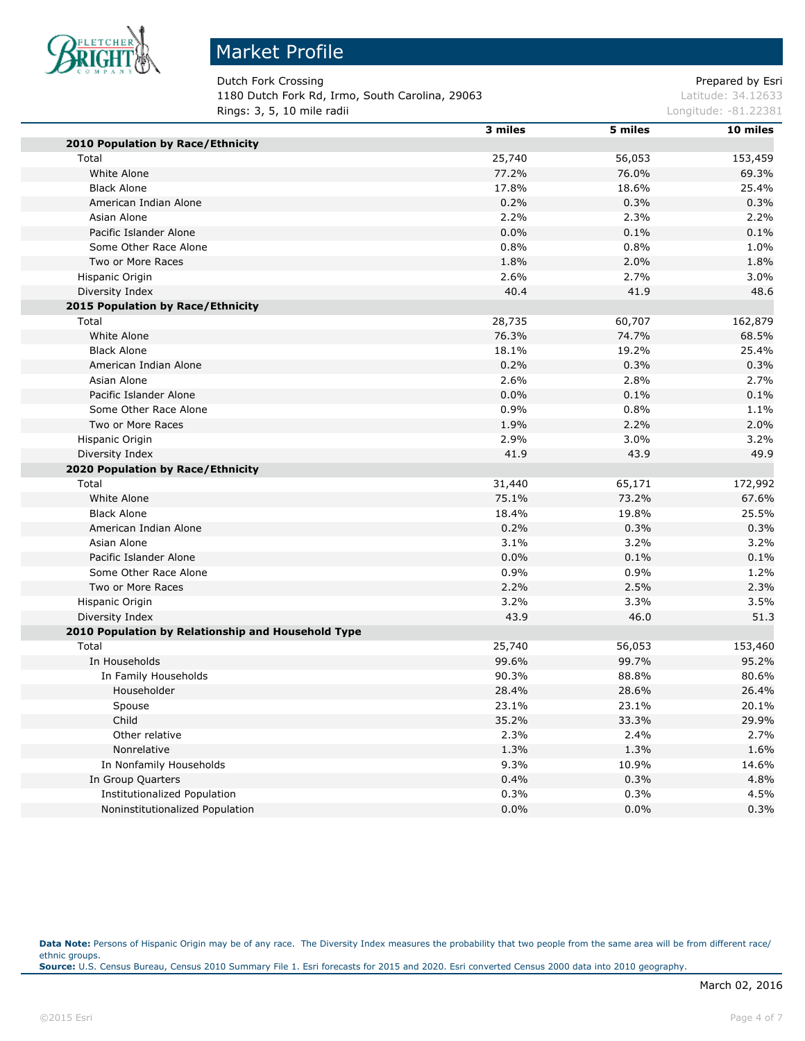# Market Profile

Dutch Fork Crossing
1180 Dutch Fork Rd, Irmo, South Carolina, 29063
Rings: 3, 5, 10 mile radii

Prepared by Esri
Latitude: 34.12633
Longitude: -81.22381

| | 3 miles | 5 miles | 10 miles |
|---|---|---|---|
| **2010 Population by Race/Ethnicity** | | | |
| Total | 25,740 | 56,053 | 153,459 |
| White Alone | 77.2% | 76.0% | 69.3% |
| Black Alone | 17.8% | 18.6% | 25.4% |
| American Indian Alone | 0.2% | 0.3% | 0.3% |
| Asian Alone | 2.2% | 2.3% | 2.2% |
| Pacific Islander Alone | 0.0% | 0.1% | 0.1% |
| Some Other Race Alone | 0.8% | 0.8% | 1.0% |
| Two or More Races | 1.8% | 2.0% | 1.8% |
| Hispanic Origin | 2.6% | 2.7% | 3.0% |
| Diversity Index | 40.4 | 41.9 | 48.6 |
| **2015 Population by Race/Ethnicity** | | | |
| Total | 28,735 | 60,707 | 162,879 |
| White Alone | 76.3% | 74.7% | 68.5% |
| Black Alone | 18.1% | 19.2% | 25.4% |
| American Indian Alone | 0.2% | 0.3% | 0.3% |
| Asian Alone | 2.6% | 2.8% | 2.7% |
| Pacific Islander Alone | 0.0% | 0.1% | 0.1% |
| Some Other Race Alone | 0.9% | 0.8% | 1.1% |
| Two or More Races | 1.9% | 2.2% | 2.0% |
| Hispanic Origin | 2.9% | 3.0% | 3.2% |
| Diversity Index | 41.9 | 43.9 | 49.9 |
| **2020 Population by Race/Ethnicity** | | | |
| Total | 31,440 | 65,171 | 172,992 |
| White Alone | 75.1% | 73.2% | 67.6% |
| Black Alone | 18.4% | 19.8% | 25.5% |
| American Indian Alone | 0.2% | 0.3% | 0.3% |
| Asian Alone | 3.1% | 3.2% | 3.2% |
| Pacific Islander Alone | 0.0% | 0.1% | 0.1% |
| Some Other Race Alone | 0.9% | 0.9% | 1.2% |
| Two or More Races | 2.2% | 2.5% | 2.3% |
| Hispanic Origin | 3.2% | 3.3% | 3.5% |
| Diversity Index | 43.9 | 46.0 | 51.3 |
| **2010 Population by Relationship and Household Type** | | | |
| Total | 25,740 | 56,053 | 153,460 |
| In Households | 99.6% | 99.7% | 95.2% |
| In Family Households | 90.3% | 88.8% | 80.6% |
| Householder | 28.4% | 28.6% | 26.4% |
| Spouse | 23.1% | 23.1% | 20.1% |
| Child | 35.2% | 33.3% | 29.9% |
| Other relative | 2.3% | 2.4% | 2.7% |
| Nonrelative | 1.3% | 1.3% | 1.6% |
| In Nonfamily Households | 9.3% | 10.9% | 14.6% |
| In Group Quarters | 0.4% | 0.3% | 4.8% |
| Institutionalized Population | 0.3% | 0.3% | 4.5% |
| Noninstitutionalized Population | 0.0% | 0.0% | 0.3% |

**Data Note:** Persons of Hispanic Origin may be of any race. The Diversity Index measures the probability that two people from the same area will be from different race/ethnic groups.
**Source:** U.S. Census Bureau, Census 2010 Summary File 1. Esri forecasts for 2015 and 2020. Esri converted Census 2000 data into 2010 geography.

March 02, 2016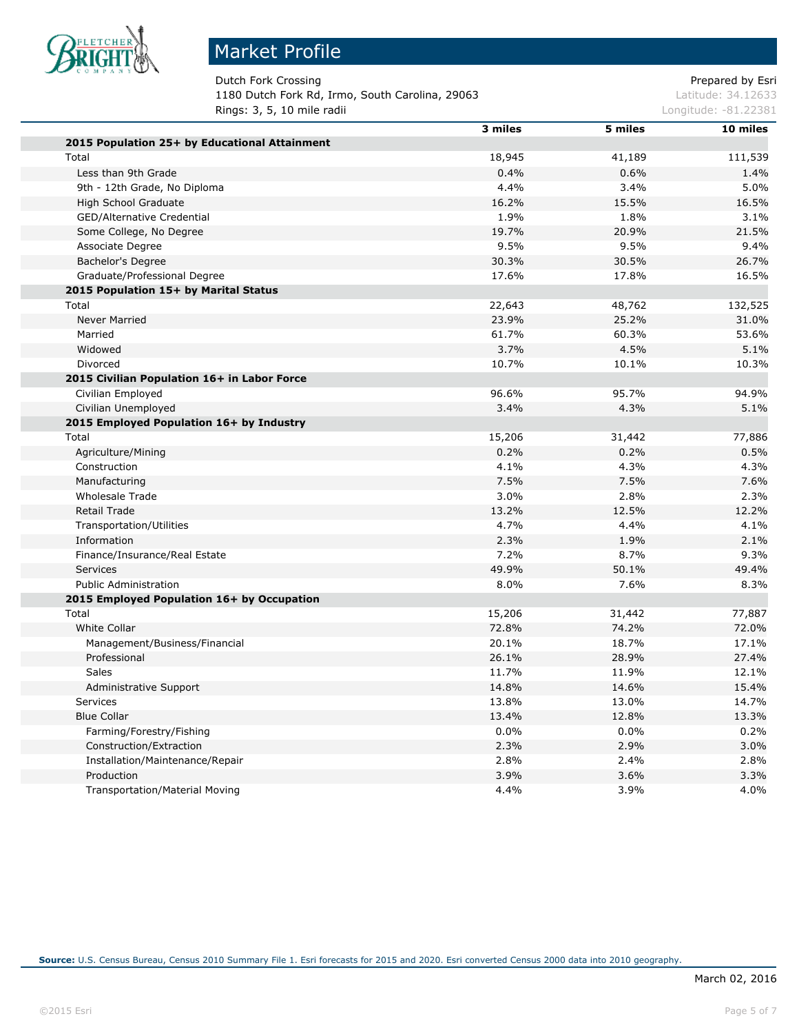# Market Profile

Dutch Fork Crossing
1180 Dutch Fork Rd, Irmo, South Carolina, 29063
Rings: 3, 5, 10 mile radii

Prepared by Esri
Latitude: 34.12633
Longitude: -81.22381

| | 3 miles | 5 miles | 10 miles |
|---|---|---|---|
| **2015 Population 25+ by Educational Attainment** | | | |
| Total | 18,945 | 41,189 | 111,539 |
| Less than 9th Grade | 0.4% | 0.6% | 1.4% |
| 9th - 12th Grade, No Diploma | 4.4% | 3.4% | 5.0% |
| High School Graduate | 16.2% | 15.5% | 16.5% |
| GED/Alternative Credential | 1.9% | 1.8% | 3.1% |
| Some College, No Degree | 19.7% | 20.9% | 21.5% |
| Associate Degree | 9.5% | 9.5% | 9.4% |
| Bachelor's Degree | 30.3% | 30.5% | 26.7% |
| Graduate/Professional Degree | 17.6% | 17.8% | 16.5% |
| **2015 Population 15+ by Marital Status** | | | |
| Total | 22,643 | 48,762 | 132,525 |
| Never Married | 23.9% | 25.2% | 31.0% |
| Married | 61.7% | 60.3% | 53.6% |
| Widowed | 3.7% | 4.5% | 5.1% |
| Divorced | 10.7% | 10.1% | 10.3% |
| **2015 Civilian Population 16+ in Labor Force** | | | |
| Civilian Employed | 96.6% | 95.7% | 94.9% |
| Civilian Unemployed | 3.4% | 4.3% | 5.1% |
| **2015 Employed Population 16+ by Industry** | | | |
| Total | 15,206 | 31,442 | 77,886 |
| Agriculture/Mining | 0.2% | 0.2% | 0.5% |
| Construction | 4.1% | 4.3% | 4.3% |
| Manufacturing | 7.5% | 7.5% | 7.6% |
| Wholesale Trade | 3.0% | 2.8% | 2.3% |
| Retail Trade | 13.2% | 12.5% | 12.2% |
| Transportation/Utilities | 4.7% | 4.4% | 4.1% |
| Information | 2.3% | 1.9% | 2.1% |
| Finance/Insurance/Real Estate | 7.2% | 8.7% | 9.3% |
| Services | 49.9% | 50.1% | 49.4% |
| Public Administration | 8.0% | 7.6% | 8.3% |
| **2015 Employed Population 16+ by Occupation** | | | |
| Total | 15,206 | 31,442 | 77,887 |
| White Collar | 72.8% | 74.2% | 72.0% |
| Management/Business/Financial | 20.1% | 18.7% | 17.1% |
| Professional | 26.1% | 28.9% | 27.4% |
| Sales | 11.7% | 11.9% | 12.1% |
| Administrative Support | 14.8% | 14.6% | 15.4% |
| Services | 13.8% | 13.0% | 14.7% |
| Blue Collar | 13.4% | 12.8% | 13.3% |
| Farming/Forestry/Fishing | 0.0% | 0.0% | 0.2% |
| Construction/Extraction | 2.3% | 2.9% | 3.0% |
| Installation/Maintenance/Repair | 2.8% | 2.4% | 2.8% |
| Production | 3.9% | 3.6% | 3.3% |
| Transportation/Material Moving | 4.4% | 3.9% | 4.0% |

**Source:** U.S. Census Bureau, Census 2010 Summary File 1. Esri forecasts for 2015 and 2020. Esri converted Census 2000 data into 2010 geography.

March 02, 2016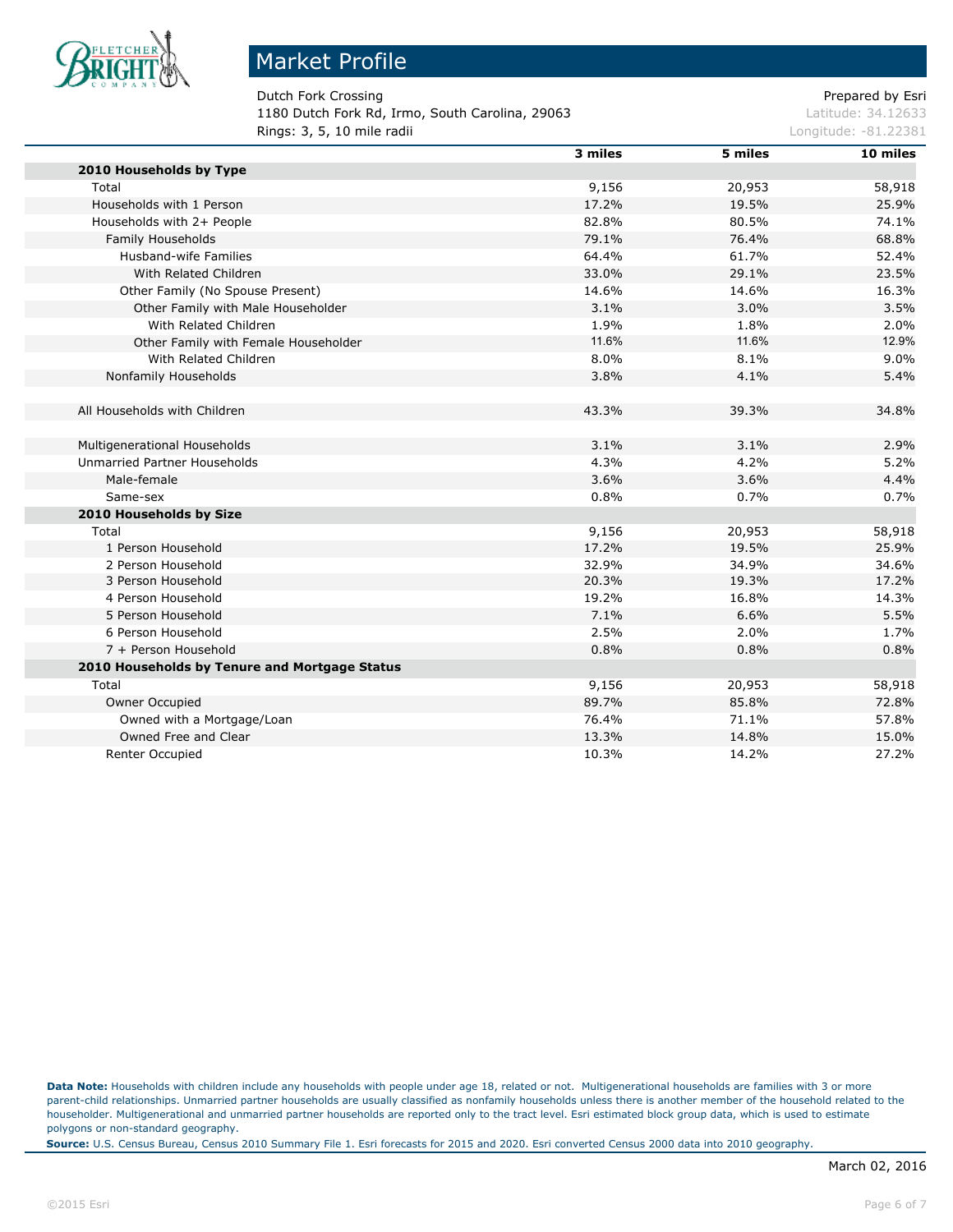# Market Profile

Dutch Fork Crossing
1180 Dutch Fork Rd, Irmo, South Carolina, 29063
Rings: 3, 5, 10 mile radii

Prepared by Esri
Latitude: 34.12633
Longitude: -81.22381

| | 3 miles | 5 miles | 10 miles |
|---|---|---|---|
| **2010 Households by Type** | | | |
| Total | 9,156 | 20,953 | 58,918 |
| Households with 1 Person | 17.2% | 19.5% | 25.9% |
| Households with 2+ People | 82.8% | 80.5% | 74.1% |
| Family Households | 79.1% | 76.4% | 68.8% |
| Husband-wife Families | 64.4% | 61.7% | 52.4% |
| With Related Children | 33.0% | 29.1% | 23.5% |
| Other Family (No Spouse Present) | 14.6% | 14.6% | 16.3% |
| Other Family with Male Householder | 3.1% | 3.0% | 3.5% |
| With Related Children | 1.9% | 1.8% | 2.0% |
| Other Family with Female Householder | 11.6% | 11.6% | 12.9% |
| With Related Children | 8.0% | 8.1% | 9.0% |
| Nonfamily Households | 3.8% | 4.1% | 5.4% |
| | | | |
| All Households with Children | 43.3% | 39.3% | 34.8% |
| | | | |
| Multigenerational Households | 3.1% | 3.1% | 2.9% |
| Unmarried Partner Households | 4.3% | 4.2% | 5.2% |
| Male-female | 3.6% | 3.6% | 4.4% |
| Same-sex | 0.8% | 0.7% | 0.7% |
| **2010 Households by Size** | | | |
| Total | 9,156 | 20,953 | 58,918 |
| 1 Person Household | 17.2% | 19.5% | 25.9% |
| 2 Person Household | 32.9% | 34.9% | 34.6% |
| 3 Person Household | 20.3% | 19.3% | 17.2% |
| 4 Person Household | 19.2% | 16.8% | 14.3% |
| 5 Person Household | 7.1% | 6.6% | 5.5% |
| 6 Person Household | 2.5% | 2.0% | 1.7% |
| 7 + Person Household | 0.8% | 0.8% | 0.8% |
| **2010 Households by Tenure and Mortgage Status** | | | |
| Total | 9,156 | 20,953 | 58,918 |
| Owner Occupied | 89.7% | 85.8% | 72.8% |
| Owned with a Mortgage/Loan | 76.4% | 71.1% | 57.8% |
| Owned Free and Clear | 13.3% | 14.8% | 15.0% |
| Renter Occupied | 10.3% | 14.2% | 27.2% |

**Data Note:** Households with children include any households with people under age 18, related or not. Multigenerational households are families with 3 or more parent-child relationships. Unmarried partner households are usually classified as nonfamily households unless there is another member of the household related to the householder. Multigenerational and unmarried partner households are reported only to the tract level. Esri estimated block group data, which is used to estimate polygons or non-standard geography.

**Source:** U.S. Census Bureau, Census 2010 Summary File 1. Esri forecasts for 2015 and 2020. Esri converted Census 2000 data into 2010 geography.

March 02, 2016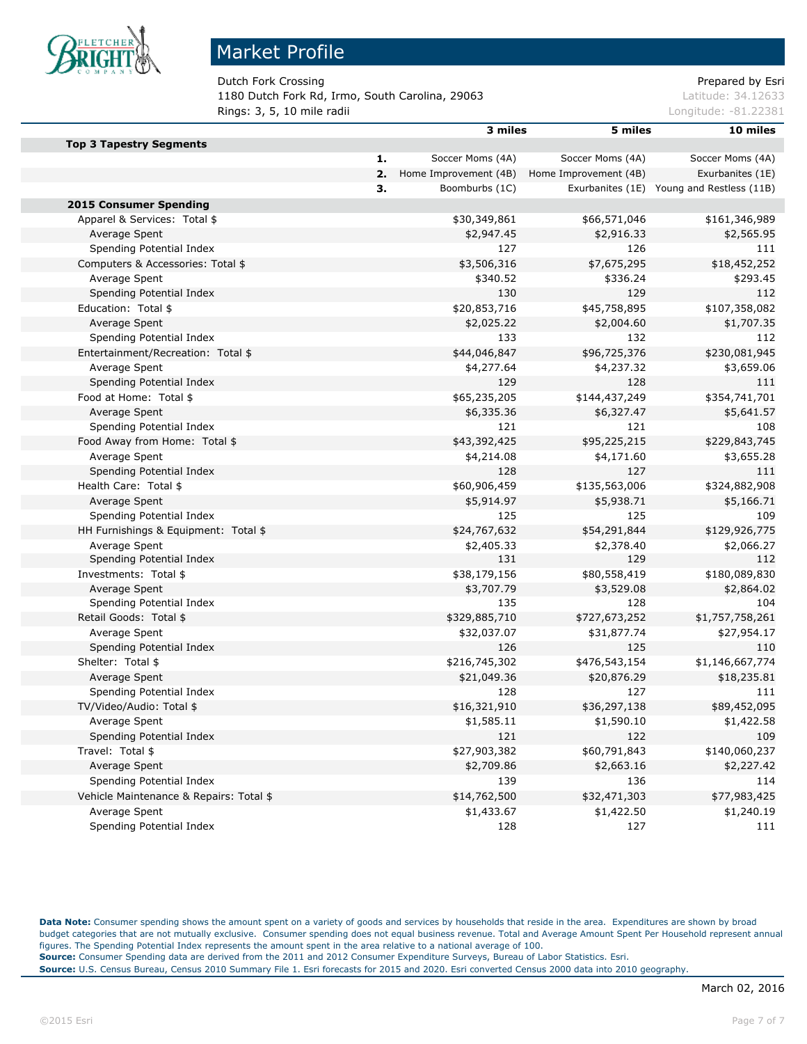# Market Profile

Dutch Fork Crossing
1180 Dutch Fork Rd, Irmo, South Carolina, 29063
Rings: 3, 5, 10 mile radii

Prepared by Esri
Latitude: 34.12633
Longitude: -81.22381

| | | 3 miles | 5 miles | 10 miles |
|---|---|---|---|---|
| **Top 3 Tapestry Segments** | | | | |
| | **1.** | Soccer Moms (4A) | Soccer Moms (4A) | Soccer Moms (4A) |
| | **2.** | Home Improvement (4B) | Home Improvement (4B) | Exurbanites (1E) |
| | **3.** | Boomburbs (1C) | Exurbanites (1E) | Young and Restless (11B) |
| **2015 Consumer Spending** | | | | |
| Apparel & Services: Total $ | | $30,349,861 | $66,571,046 | $161,346,989 |
| Average Spent | | $2,947.45 | $2,916.33 | $2,565.95 |
| Spending Potential Index | | 127 | 126 | 111 |
| Computers & Accessories: Total $ | | $3,506,316 | $7,675,295 | $18,452,252 |
| Average Spent | | $340.52 | $336.24 | $293.45 |
| Spending Potential Index | | 130 | 129 | 112 |
| Education: Total $ | | $20,853,716 | $45,758,895 | $107,358,082 |
| Average Spent | | $2,025.22 | $2,004.60 | $1,707.35 |
| Spending Potential Index | | 133 | 132 | 112 |
| Entertainment/Recreation: Total $ | | $44,046,847 | $96,725,376 | $230,081,945 |
| Average Spent | | $4,277.64 | $4,237.32 | $3,659.06 |
| Spending Potential Index | | 129 | 128 | 111 |
| Food at Home: Total $ | | $65,235,205 | $144,437,249 | $354,741,701 |
| Average Spent | | $6,335.36 | $6,327.47 | $5,641.57 |
| Spending Potential Index | | 121 | 121 | 108 |
| Food Away from Home: Total $ | | $43,392,425 | $95,225,215 | $229,843,745 |
| Average Spent | | $4,214.08 | $4,171.60 | $3,655.28 |
| Spending Potential Index | | 128 | 127 | 111 |
| Health Care: Total $ | | $60,906,459 | $135,563,006 | $324,882,908 |
| Average Spent | | $5,914.97 | $5,938.71 | $5,166.71 |
| Spending Potential Index | | 125 | 125 | 109 |
| HH Furnishings & Equipment: Total $ | | $24,767,632 | $54,291,844 | $129,926,775 |
| Average Spent | | $2,405.33 | $2,378.40 | $2,066.27 |
| Spending Potential Index | | 131 | 129 | 112 |
| Investments: Total $ | | $38,179,156 | $80,558,419 | $180,089,830 |
| Average Spent | | $3,707.79 | $3,529.08 | $2,864.02 |
| Spending Potential Index | | 135 | 128 | 104 |
| Retail Goods: Total $ | | $329,885,710 | $727,673,252 | $1,757,758,261 |
| Average Spent | | $32,037.07 | $31,877.74 | $27,954.17 |
| Spending Potential Index | | 126 | 125 | 110 |
| Shelter: Total $ | | $216,745,302 | $476,543,154 | $1,146,667,774 |
| Average Spent | | $21,049.36 | $20,876.29 | $18,235.81 |
| Spending Potential Index | | 128 | 127 | 111 |
| TV/Video/Audio: Total $ | | $16,321,910 | $36,297,138 | $89,452,095 |
| Average Spent | | $1,585.11 | $1,590.10 | $1,422.58 |
| Spending Potential Index | | 121 | 122 | 109 |
| Travel: Total $ | | $27,903,382 | $60,791,843 | $140,060,237 |
| Average Spent | | $2,709.86 | $2,663.16 | $2,227.42 |
| Spending Potential Index | | 139 | 136 | 114 |
| Vehicle Maintenance & Repairs: Total $ | | $14,762,500 | $32,471,303 | $77,983,425 |
| Average Spent | | $1,433.67 | $1,422.50 | $1,240.19 |
| Spending Potential Index | | 128 | 127 | 111 |

**Data Note:** Consumer spending shows the amount spent on a variety of goods and services by households that reside in the area. Expenditures are shown by broad budget categories that are not mutually exclusive. Consumer spending does not equal business revenue. Total and Average Amount Spent Per Household represent annual figures. The Spending Potential Index represents the amount spent in the area relative to a national average of 100.
**Source:** Consumer Spending data are derived from the 2011 and 2012 Consumer Expenditure Surveys, Bureau of Labor Statistics. Esri.
**Source:** U.S. Census Bureau, Census 2010 Summary File 1. Esri forecasts for 2015 and 2020. Esri converted Census 2000 data into 2010 geography.

March 02, 2016